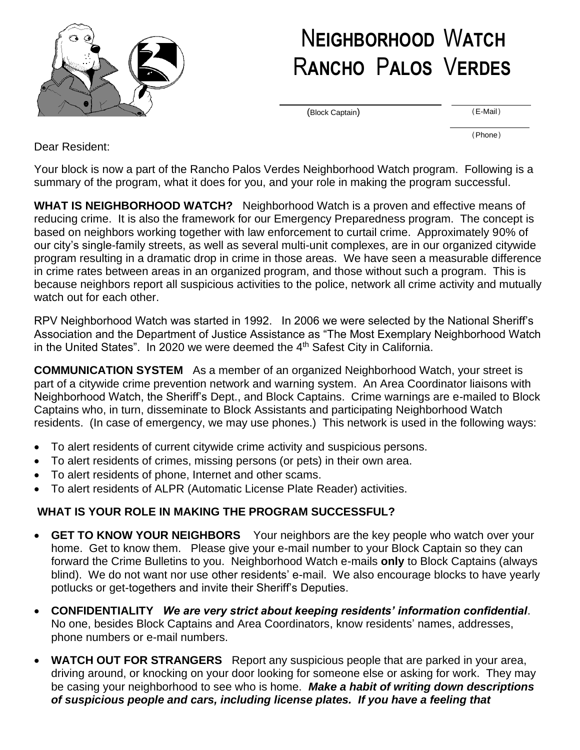# Neighborhood Watch
# Rancho Palos Verdes

(Block Captain) (E-Mail)

(Phone)

Dear Resident:

Your block is now a part of the Rancho Palos Verdes Neighborhood Watch program. Following is a summary of the program, what it does for you, and your role in making the program successful.

**WHAT IS NEIGHBORHOOD WATCH?** Neighborhood Watch is a proven and effective means of reducing crime. It is also the framework for our Emergency Preparedness program. The concept is based on neighbors working together with law enforcement to curtail crime. Approximately 90% of our city's single-family streets, as well as several multi-unit complexes, are in our organized citywide program resulting in a dramatic drop in crime in those areas. We have seen a measurable difference in crime rates between areas in an organized program, and those without such a program. This is because neighbors report all suspicious activities to the police, network all crime activity and mutually watch out for each other.

RPV Neighborhood Watch was started in 1992. In 2006 we were selected by the National Sheriff's Association and the Department of Justice Assistance as "The Most Exemplary Neighborhood Watch in the United States". In 2020 we were deemed the 4th Safest City in California.

**COMMUNICATION SYSTEM** As a member of an organized Neighborhood Watch, your street is part of a citywide crime prevention network and warning system. An Area Coordinator liaisons with Neighborhood Watch, the Sheriff's Dept., and Block Captains. Crime warnings are e-mailed to Block Captains who, in turn, disseminate to Block Assistants and participating Neighborhood Watch residents. (In case of emergency, we may use phones.) This network is used in the following ways:

- To alert residents of current citywide crime activity and suspicious persons.
- To alert residents of crimes, missing persons (or pets) in their own area.
- To alert residents of phone, Internet and other scams.
- To alert residents of ALPR (Automatic License Plate Reader) activities.

## WHAT IS YOUR ROLE IN MAKING THE PROGRAM SUCCESSFUL?

- **GET TO KNOW YOUR NEIGHBORS** Your neighbors are the key people who watch over your home. Get to know them. Please give your e-mail number to your Block Captain so they can forward the Crime Bulletins to you. Neighborhood Watch e-mails **only** to Block Captains (always blind). We do not want nor use other residents' e-mail. We also encourage blocks to have yearly potlucks or get-togethers and invite their Sheriff's Deputies.
- **CONFIDENTIALITY** ***We are very strict about keeping residents' information confidential***. No one, besides Block Captains and Area Coordinators, know residents' names, addresses, phone numbers or e-mail numbers.
- **WATCH OUT FOR STRANGERS** Report any suspicious people that are parked in your area, driving around, or knocking on your door looking for someone else or asking for work. They may be casing your neighborhood to see who is home. ***Make a habit of writing down descriptions of suspicious people and cars, including license plates. If you have a feeling that***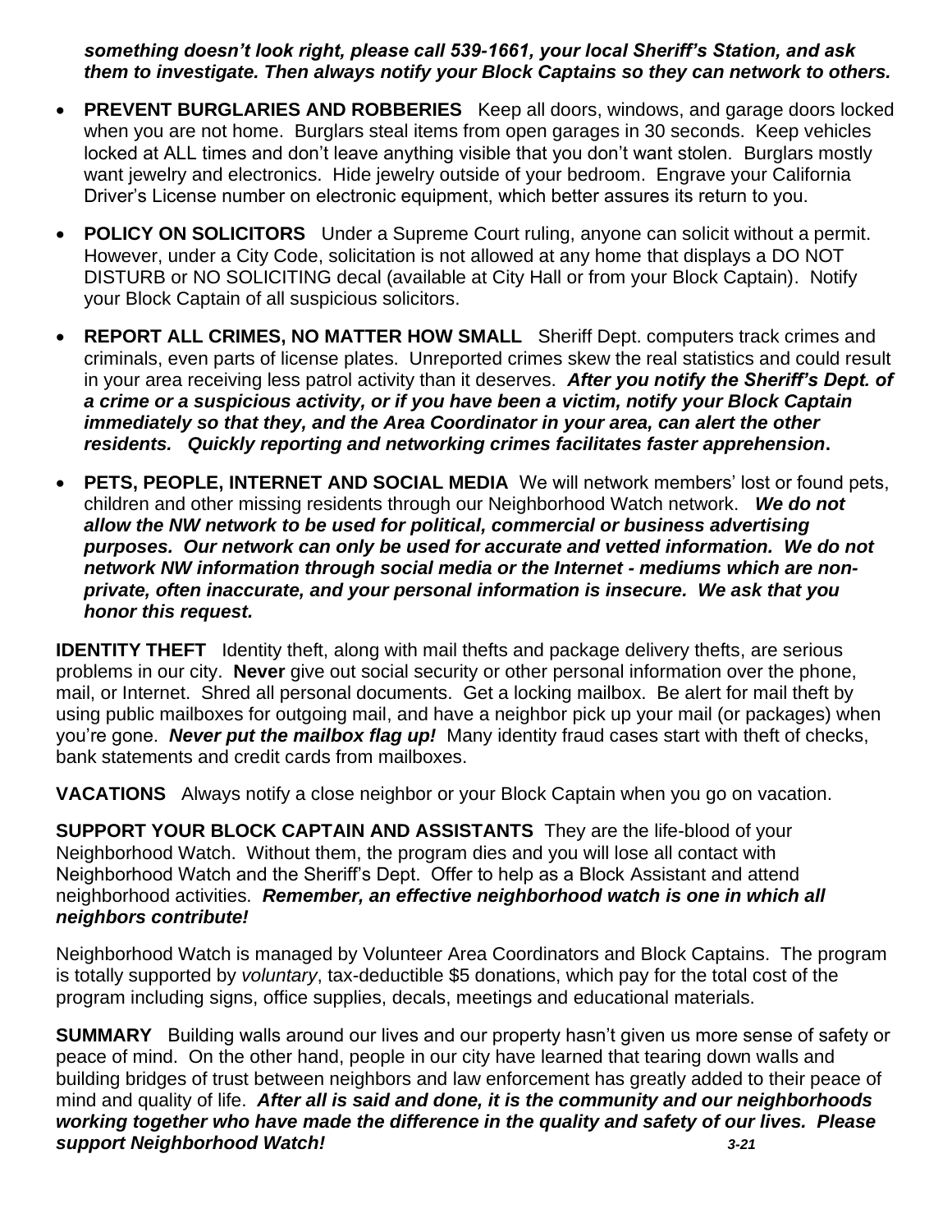***something doesn't look right, please call 539-1661, your local Sheriff's Station, and ask them to investigate. Then always notify your Block Captains so they can network to others.***

- **PREVENT BURGLARIES AND ROBBERIES** Keep all doors, windows, and garage doors locked when you are not home. Burglars steal items from open garages in 30 seconds. Keep vehicles locked at ALL times and don't leave anything visible that you don't want stolen. Burglars mostly want jewelry and electronics. Hide jewelry outside of your bedroom. Engrave your California Driver's License number on electronic equipment, which better assures its return to you.
- **POLICY ON SOLICITORS** Under a Supreme Court ruling, anyone can solicit without a permit. However, under a City Code, solicitation is not allowed at any home that displays a DO NOT DISTURB or NO SOLICITING decal (available at City Hall or from your Block Captain). Notify your Block Captain of all suspicious solicitors.
- **REPORT ALL CRIMES, NO MATTER HOW SMALL** Sheriff Dept. computers track crimes and criminals, even parts of license plates. Unreported crimes skew the real statistics and could result in your area receiving less patrol activity than it deserves. ***After you notify the Sheriff's Dept. of a crime or a suspicious activity, or if you have been a victim, notify your Block Captain immediately so that they, and the Area Coordinator in your area, can alert the other residents. Quickly reporting and networking crimes facilitates faster apprehension*.**
- **PETS, PEOPLE, INTERNET AND SOCIAL MEDIA** We will network members' lost or found pets, children and other missing residents through our Neighborhood Watch network. ***We do not allow the NW network to be used for political, commercial or business advertising purposes. Our network can only be used for accurate and vetted information. We do not network NW information through social media or the Internet - mediums which are non-private, often inaccurate, and your personal information is insecure. We ask that you honor this request.***

**IDENTITY THEFT** Identity theft, along with mail thefts and package delivery thefts, are serious problems in our city. **Never** give out social security or other personal information over the phone, mail, or Internet. Shred all personal documents. Get a locking mailbox. Be alert for mail theft by using public mailboxes for outgoing mail, and have a neighbor pick up your mail (or packages) when you're gone. ***Never put the mailbox flag up!*** Many identity fraud cases start with theft of checks, bank statements and credit cards from mailboxes.

**VACATIONS** Always notify a close neighbor or your Block Captain when you go on vacation.

**SUPPORT YOUR BLOCK CAPTAIN AND ASSISTANTS** They are the life-blood of your Neighborhood Watch. Without them, the program dies and you will lose all contact with Neighborhood Watch and the Sheriff's Dept. Offer to help as a Block Assistant and attend neighborhood activities. ***Remember, an effective neighborhood watch is one in which all neighbors contribute!***

Neighborhood Watch is managed by Volunteer Area Coordinators and Block Captains. The program is totally supported by *voluntary*, tax-deductible $5 donations, which pay for the total cost of the program including signs, office supplies, decals, meetings and educational materials.

**SUMMARY** Building walls around our lives and our property hasn't given us more sense of safety or peace of mind. On the other hand, people in our city have learned that tearing down walls and building bridges of trust between neighbors and law enforcement has greatly added to their peace of mind and quality of life. ***After all is said and done, it is the community and our neighborhoods working together who have made the difference in the quality and safety of our lives. Please support Neighborhood Watch!***

***3-21***